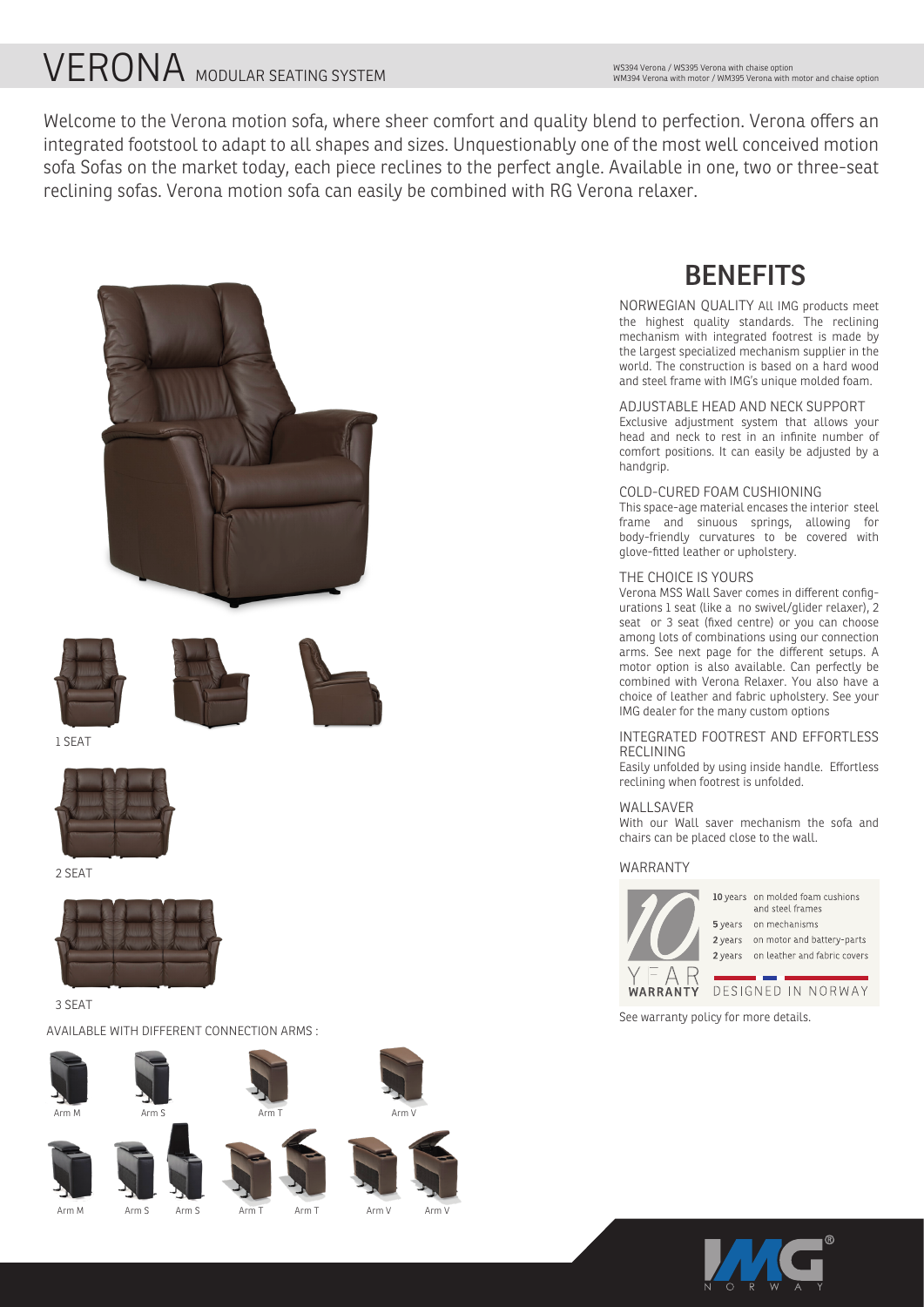# VERONA MODULAR SEATING SYSTEM

WS394 Verona / WS395 Verona with chaise option
WM394 Verona with motor / WM395 Verona with motor and chaise option

Welcome to the Verona motion sofa, where sheer comfort and quality blend to perfection. Verona offers an integrated footstool to adapt to all shapes and sizes. Unquestionably one of the most well conceived motion sofa Sofas on the market today, each piece reclines to the perfect angle. Available in one, two or three-seat reclining sofas. Verona motion sofa can easily be combined with RG Verona relaxer.

1 SEAT

2 SEAT

3 SEAT

AVAILABLE WITH DIFFERENT CONNECTION ARMS :

Arm M   Arm S   Arm T   Arm V

Arm M   Arm S   Arm S   Arm T   Arm T   Arm V   Arm V

## BENEFITS

NORWEGIAN QUALITY All IMG products meet the highest quality standards. The reclining mechanism with integrated footrest is made by the largest specialized mechanism supplier in the world. The construction is based on a hard wood and steel frame with IMG's unique molded foam.

ADJUSTABLE HEAD AND NECK SUPPORT
Exclusive adjustment system that allows your head and neck to rest in an infinite number of comfort positions. It can easily be adjusted by a handgrip.

COLD-CURED FOAM CUSHIONING
This space-age material encases the interior steel frame and sinuous springs, allowing for body-friendly curvatures to be covered with glove-fitted leather or upholstery.

THE CHOICE IS YOURS
Verona MSS Wall Saver comes in different configurations 1 seat (like a no swivel/glider relaxer), 2 seat or 3 seat (fixed centre) or you can choose among lots of combinations using our connection arms. See next page for the different setups. A motor option is also available. Can perfectly be combined with Verona Relaxer. You also have a choice of leather and fabric upholstery. See your IMG dealer for the many custom options

INTEGRATED FOOTREST AND EFFORTLESS RECLINING
Easily unfolded by using inside handle. Effortless reclining when footrest is unfolded.

WALLSAVER
With our Wall saver mechanism the sofa and chairs can be placed close to the wall.

WARRANTY

10 YEAR WARRANTY

| | |
|---|---|
| **10** years | on molded foam cushions and steel frames |
| **5** years | on mechanisms |
| **2** years | on motor and battery-parts |
| **2** years | on leather and fabric covers |

DESIGNED IN NORWAY

See warranty policy for more details.

IMG NORWAY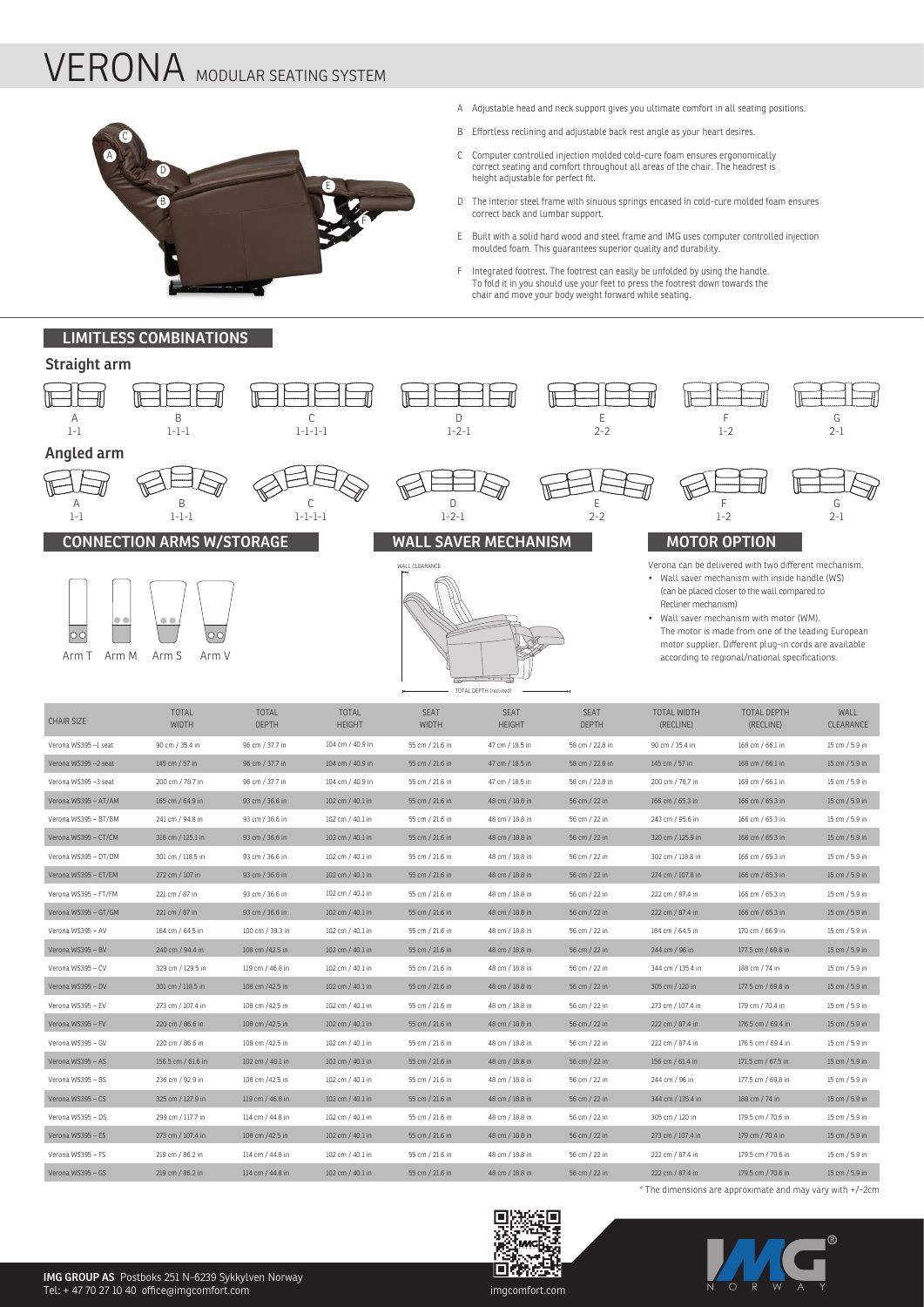# VERONA MODULAR SEATING SYSTEM

A Adjustable head and neck support gives you ultimate comfort in all seating positions.

B Effortless reclining and adjustable back rest angle as your heart desires.

C Computer controlled injection molded cold-cure foam ensures ergonomically correct seating and comfort throughout all areas of the chair. The headrest is height adjustable for perfect fit.

D The interior steel frame with sinuous springs encased in cold-cure molded foam ensures correct back and lumbar support.

E Built with a solid hard wood and steel frame and IMG uses computer controlled injection moulded foam. This guarantees superior quality and durability.

F Integrated footrest. The footrest can easily be unfolded by using the handle. To fold it in you should use your feet to press the footrest down towards the chair and move your body weight forward while seating.

## LIMITLESS COMBINATIONS

### Straight arm

A 1-1

B 1-1-1

C 1-1-1-1

D 1-2-1

E 2-2

F 1-2

G 2-1

### Angled arm

A 1-1

B 1-1-1

C 1-1-1-1

D 1-2-1

E 2-2

F 1-2

G 2-1

## CONNECTION ARMS W/STORAGE

Arm T Arm M Arm S Arm V

## WALL SAVER MECHANISM

WALL CLEARANCE

TOTAL DEPTH (reclined)

## MOTOR OPTION

Verona can be delivered with two different mechanism.

- Wall saver mechanism with inside handle (WS) (can be placed closer to the wall compared to Recliner mechanism)
- Wall saver mechanism with motor (WM). The motor is made from one of the leading European motor supplier. Different plug-in cords are available according to regional/national specifications.

| CHAIR SIZE | TOTAL WIDTH | TOTAL DEPTH | TOTAL HEIGHT | SEAT WIDTH | SEAT HEIGHT | SEAT DEPTH | TOTAL WIDTH (RECLINE) | TOTAL DEPTH (RECLINE) | WALL CLEARANCE |
|---|---|---|---|---|---|---|---|---|---|
| Verona WS395 –1 seat | 90 cm / 35.4 in | 96 cm / 37.7 in | 104 cm / 40.9 in | 55 cm / 21.6 in | 47 cm / 18.5 in | 58 cm / 22.8 in | 90 cm / 35.4 in | 168 cm / 66.1 in | 15 cm / 5.9 in |
| Verona WS395 –2 seat | 145 cm / 57 in | 96 cm / 37.7 in | 104 cm / 40.9 in | 55 cm / 21.6 in | 47 cm / 18.5 in | 58 cm / 22.8 in | 145 cm / 57 in | 168 cm / 66.1 in | 15 cm / 5.9 in |
| Verona WS395 –3 seat | 200 cm / 78.7 in | 96 cm / 37.7 in | 104 cm / 40.9 in | 55 cm / 21.6 in | 47 cm / 18.5 in | 58 cm / 22.8 in | 200 cm / 78.7 in | 168 cm / 66.1 in | 15 cm / 5.9 in |
| Verona WS395 – AT/AM | 165 cm / 64.9 in | 93 cm / 36.6 in | 102 cm / 40.1 in | 55 cm / 21.6 in | 48 cm / 18.8 in | 56 cm / 22 in | 166 cm / 65.3 in | 166 cm / 65.3 in | 15 cm / 5.9 in |
| Verona WS395 – BT/BM | 241 cm / 94.8 in | 93 cm / 36.6 in | 102 cm / 40.1 in | 55 cm / 21.6 in | 48 cm / 18.8 in | 56 cm / 22 in | 243 cm / 95.6 in | 166 cm / 65.3 in | 15 cm / 5.9 in |
| Verona WS395 – CT/CM | 318 cm / 125.1 in | 93 cm / 36.6 in | 102 cm / 40.1 in | 55 cm / 21.6 in | 48 cm / 18.8 in | 56 cm / 22 in | 320 cm / 125.9 in | 166 cm / 65.3 in | 15 cm / 5.9 in |
| Verona WS395 – DT/DM | 301 cm / 118.5 in | 93 cm / 36.6 in | 102 cm / 40.1 in | 55 cm / 21.6 in | 48 cm / 18.8 in | 56 cm / 22 in | 302 cm / 118.8 in | 166 cm / 65.3 in | 15 cm / 5.9 in |
| Verona WS395 – ET/EM | 272 cm / 107 in | 93 cm / 36.6 in | 102 cm / 40.1 in | 55 cm / 21.6 in | 48 cm / 18.8 in | 56 cm / 22 in | 274 cm / 107.8 in | 166 cm / 65.3 in | 15 cm / 5.9 in |
| Verona WS395 – FT/FM | 221 cm / 87 in | 93 cm / 36.6 in | 102 cm / 40.1 in | 55 cm / 21.6 in | 48 cm / 18.8 in | 56 cm / 22 in | 222 cm / 87.4 in | 166 cm / 65.3 in | 15 cm / 5.9 in |
| Verona WS395 – GT/GM | 221 cm / 87 in | 93 cm / 36.6 in | 102 cm / 40.1 in | 55 cm / 21.6 in | 48 cm / 18.8 in | 56 cm / 22 in | 222 cm / 87.4 in | 166 cm / 65.3 in | 15 cm / 5.9 in |
| Verona WS395 – AV | 164 cm / 64.5 in | 100 cm / 39.3 in | 102 cm / 40.1 in | 55 cm / 21.6 in | 48 cm / 18.8 in | 56 cm / 22 in | 164 cm / 64.5 in | 170 cm / 66.9 in | 15 cm / 5.9 in |
| Verona WS395 – BV | 240 cm / 94.4 in | 108 cm /42.5 in | 102 cm / 40.1 in | 55 cm / 21.6 in | 48 cm / 18.8 in | 56 cm / 22 in | 244 cm / 96 in | 177.5 cm / 69.8 in | 15 cm / 5.9 in |
| Verona WS395 – CV | 329 cm / 129.5 in | 119 cm / 46.8 in | 102 cm / 40.1 in | 55 cm / 21.6 in | 48 cm / 18.8 in | 56 cm / 22 in | 344 cm / 135.4 in | 188 cm / 74 in | 15 cm / 5.9 in |
| Verona WS395 – DV | 301 cm / 118.5 in | 108 cm /42.5 in | 102 cm / 40.1 in | 55 cm / 21.6 in | 48 cm / 18.8 in | 56 cm / 22 in | 305 cm / 120 in | 177.5 cm / 69.8 in | 15 cm / 5.9 in |
| Verona WS395 – EV | 273 cm / 107.4 in | 108 cm /42.5 in | 102 cm / 40.1 in | 55 cm / 21.6 in | 48 cm / 18.8 in | 56 cm / 22 in | 273 cm / 107.4 in | 179 cm / 70.4 in | 15 cm / 5.9 in |
| Verona WS395 – FV | 220 cm / 86.6 in | 108 cm /42.5 in | 102 cm / 40.1 in | 55 cm / 21.6 in | 48 cm / 18.8 in | 56 cm / 22 in | 222 cm / 87.4 in | 176.5 cm / 69.4 in | 15 cm / 5.9 in |
| Verona WS395 – GV | 220 cm / 86.6 in | 108 cm /42.5 in | 102 cm / 40.1 in | 55 cm / 21.6 in | 48 cm / 18.8 in | 56 cm / 22 in | 222 cm / 87.4 in | 176.5 cm / 69.4 in | 15 cm / 5.9 in |
| Verona WS395 – AS | 156.5 cm / 61.6 in | 102 cm / 40.1 in | 102 cm / 40.1 in | 55 cm / 21.6 in | 48 cm / 18.8 in | 56 cm / 22 in | 156 cm / 61.4 in | 171.5 cm / 67.5 in | 15 cm / 5.9 in |
| Verona WS395 – BS | 236 cm / 92.9 in | 108 cm /42.5 in | 102 cm / 40.1 in | 55 cm / 21.6 in | 48 cm / 18.8 in | 56 cm / 22 in | 244 cm / 96 in | 177.5 cm / 69.8 in | 15 cm / 5.9 in |
| Verona WS395 – CS | 325 cm / 127.9 in | 119 cm / 46.8 in | 102 cm / 40.1 in | 55 cm / 21.6 in | 48 cm / 18.8 in | 56 cm / 22 in | 344 cm / 135.4 in | 188 cm / 74 in | 15 cm / 5.9 in |
| Verona WS395 – DS | 299 cm / 117.7 in | 114 cm / 44.8 in | 102 cm / 40.1 in | 55 cm / 21.6 in | 48 cm / 18.8 in | 56 cm / 22 in | 305 cm / 120 in | 179.5 cm / 70.6 in | 15 cm / 5.9 in |
| Verona WS395 – ES | 273 cm / 107.4 in | 108 cm /42.5 in | 102 cm / 40.1 in | 55 cm / 21.6 in | 48 cm / 18.8 in | 56 cm / 22 in | 273 cm / 107.4 in | 179 cm / 70.4 in | 15 cm / 5.9 in |
| Verona WS395 – FS | 219 cm / 86.2 in | 114 cm / 44.8 in | 102 cm / 40.1 in | 55 cm / 21.6 in | 48 cm / 18.8 in | 56 cm / 22 in | 222 cm / 87.4 in | 179.5 cm / 70.6 in | 15 cm / 5.9 in |
| Verona WS395 – GS | 219 cm / 86.2 in | 114 cm / 44.8 in | 102 cm / 40.1 in | 55 cm / 21.6 in | 48 cm / 18.8 in | 56 cm / 22 in | 222 cm / 87.4 in | 179.5 cm / 70.6 in | 15 cm / 5.9 in |

* The dimensions are approximate and may vary with +/-2cm

**IMG GROUP AS** Postboks 251 N-6239 Sykkylven Norway
Tel: + 47 70 27 10 40 office@imgcomfort.com

imgcomfort.com